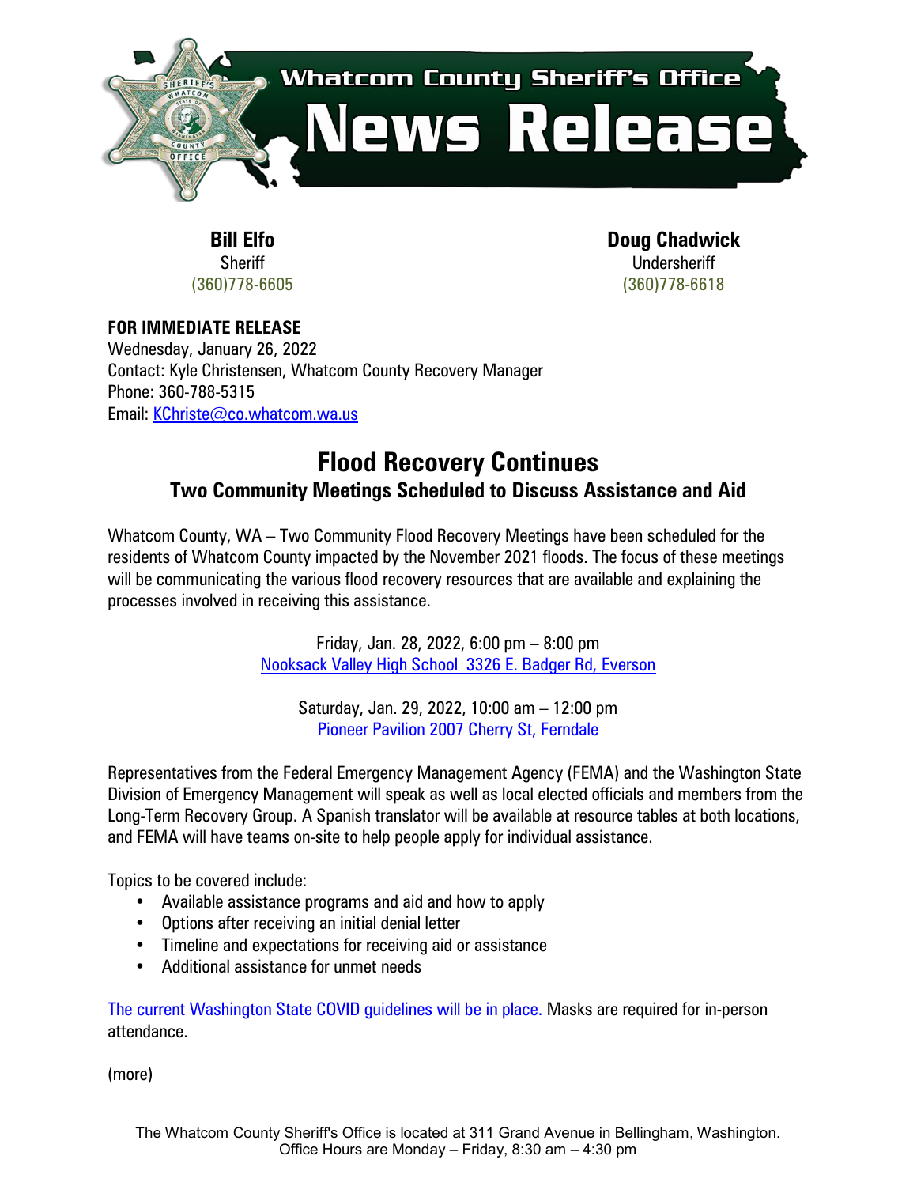Whatcom County Sheriff's Office

# News Release

**Bill Elfo**
Sheriff
(360)778-6605

**Doug Chadwick**
Undersheriff
(360)778-6618

**FOR IMMEDIATE RELEASE**
Wednesday, January 26, 2022
Contact: Kyle Christensen, Whatcom County Recovery Manager
Phone: 360-788-5315
Email: KChriste@co.whatcom.wa.us

## Flood Recovery Continues

### Two Community Meetings Scheduled to Discuss Assistance and Aid

Whatcom County, WA – Two Community Flood Recovery Meetings have been scheduled for the residents of Whatcom County impacted by the November 2021 floods. The focus of these meetings will be communicating the various flood recovery resources that are available and explaining the processes involved in receiving this assistance.

Friday, Jan. 28, 2022, 6:00 pm – 8:00 pm
Nooksack Valley High School 3326 E. Badger Rd, Everson

Saturday, Jan. 29, 2022, 10:00 am – 12:00 pm
Pioneer Pavilion 2007 Cherry St, Ferndale

Representatives from the Federal Emergency Management Agency (FEMA) and the Washington State Division of Emergency Management will speak as well as local elected officials and members from the Long-Term Recovery Group. A Spanish translator will be available at resource tables at both locations, and FEMA will have teams on-site to help people apply for individual assistance.

Topics to be covered include:

- Available assistance programs and aid and how to apply
- Options after receiving an initial denial letter
- Timeline and expectations for receiving aid or assistance
- Additional assistance for unmet needs

The current Washington State COVID guidelines will be in place. Masks are required for in-person attendance.

(more)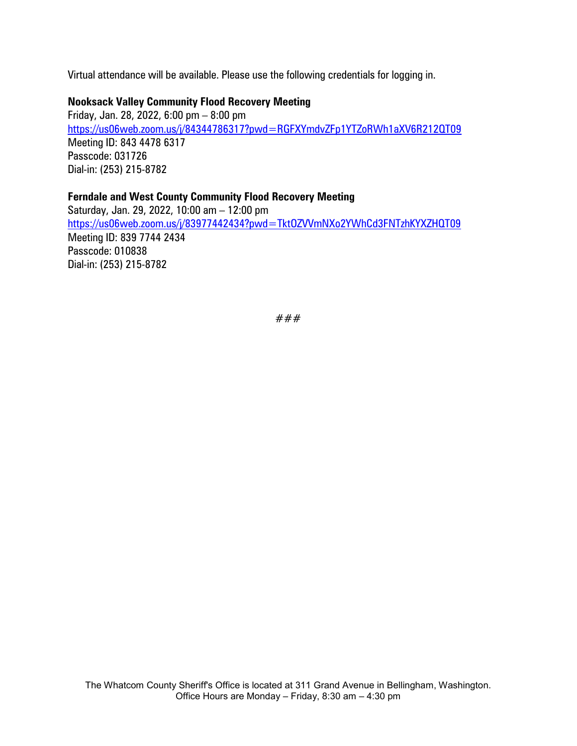Virtual attendance will be available. Please use the following credentials for logging in.

**Nooksack Valley Community Flood Recovery Meeting**
Friday, Jan. 28, 2022, 6:00 pm – 8:00 pm
https://us06web.zoom.us/j/84344786317?pwd=RGFXYmdvZFp1YTZoRWh1aXV6R212QT09
Meeting ID: 843 4478 6317
Passcode: 031726
Dial-in: (253) 215-8782

**Ferndale and West County Community Flood Recovery Meeting**
Saturday, Jan. 29, 2022, 10:00 am – 12:00 pm
https://us06web.zoom.us/j/83977442434?pwd=TktOZVVmNXo2YWhCd3FNTzhKYXZHQT09
Meeting ID: 839 7744 2434
Passcode: 010838
Dial-in: (253) 215-8782

###

The Whatcom County Sheriff's Office is located at 311 Grand Avenue in Bellingham, Washington.
Office Hours are Monday – Friday, 8:30 am – 4:30 pm